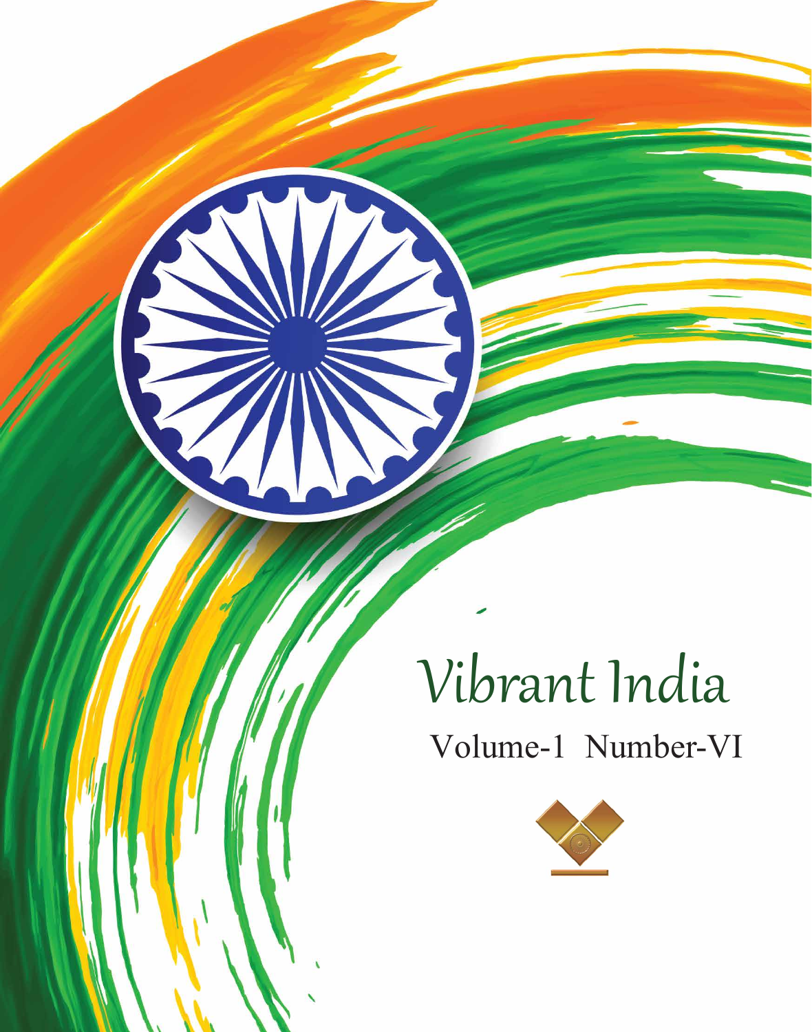# Vibrant India

Volume-1 Number-VI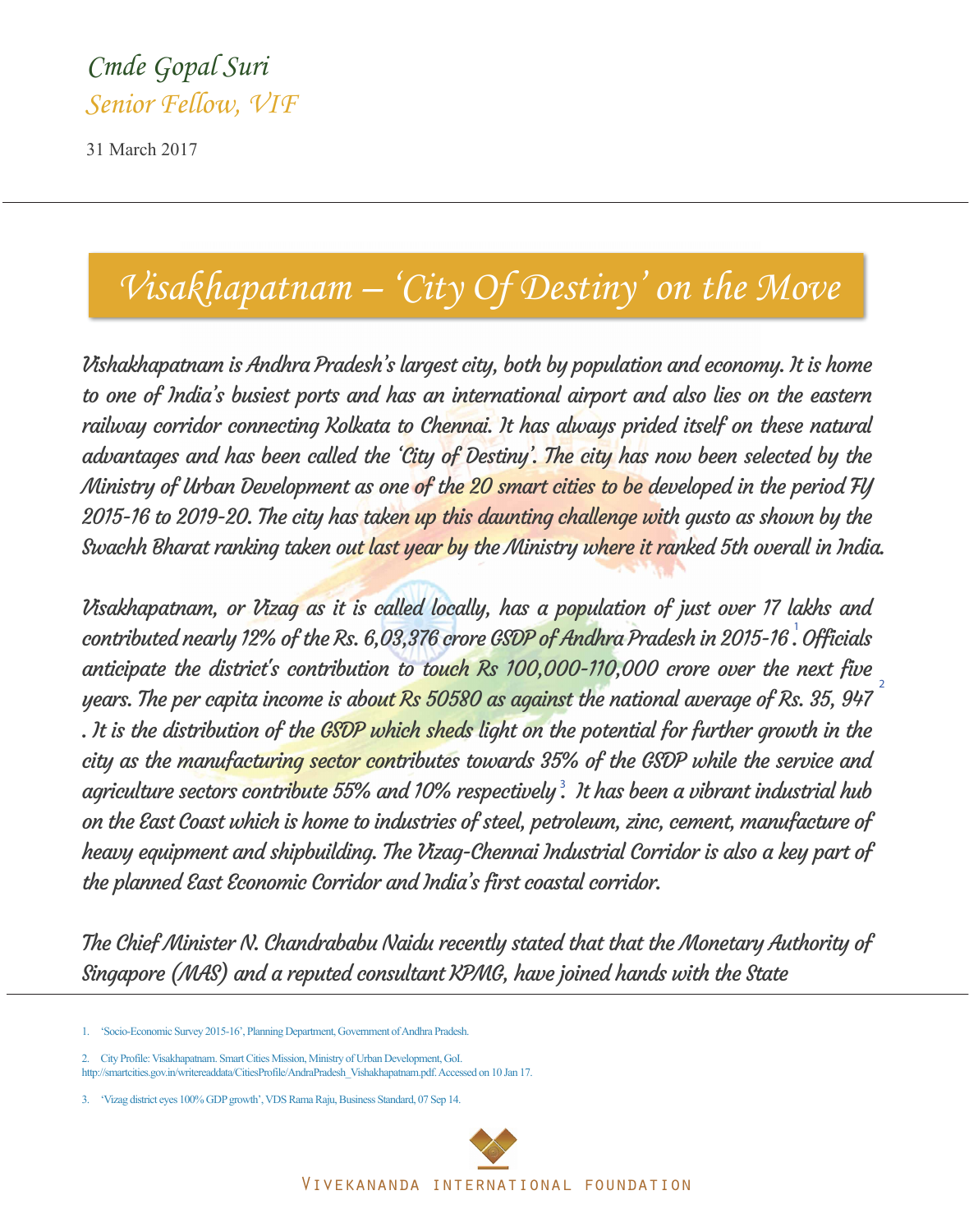*Cmde Gopal Suri*
*Senior Fellow, VIF*

31 March 2017

# Visakhapatnam – 'City Of Destiny' on the Move

*Vishakhapatnam is Andhra Pradesh's largest city, both by population and economy. It is home to one of India's busiest ports and has an international airport and also lies on the eastern railway corridor connecting Kolkata to Chennai. It has always prided itself on these natural advantages and has been called the 'City of Destiny'. The city has now been selected by the Ministry of Urban Development as one of the 20 smart cities to be developed in the period FY 2015-16 to 2019-20. The city has taken up this daunting challenge with gusto as shown by the Swachh Bharat ranking taken out last year by the Ministry where it ranked 5th overall in India.*

*Visakhapatnam, or Vizag as it is called locally, has a population of just over 17 lakhs and contributed nearly 12% of the Rs. 6,03,376 crore GSDP of Andhra Pradesh in 2015-16[1]. Officials anticipate the district's contribution to touch Rs 100,000-110,000 crore over the next five years. The per capita income is about Rs 50580 as against the national average of Rs. 35, 947[2]. It is the distribution of the GSDP which sheds light on the potential for further growth in the city as the manufacturing sector contributes towards 35% of the GSDP while the service and agriculture sectors contribute 55% and 10% respectively[3]. It has been a vibrant industrial hub on the East Coast which is home to industries of steel, petroleum, zinc, cement, manufacture of heavy equipment and shipbuilding. The Vizag-Chennai Industrial Corridor is also a key part of the planned East Economic Corridor and India's first coastal corridor.*

*The Chief Minister N. Chandrababu Naidu recently stated that that the Monetary Authority of Singapore (MAS) and a reputed consultant KPMG, have joined hands with the State*

---

1. 'Socio-Economic Survey 2015-16', Planning Department, Government of Andhra Pradesh.

2. City Profile: Visakhapatnam. Smart Cities Mission, Ministry of Urban Development, GoI. http://smartcities.gov.in/writereaddata/CitiesProfile/AndraPradesh_Vishakhapatnam.pdf. Accessed on 10 Jan 17.

3. 'Vizag district eyes 100% GDP growth', VDS Rama Raju, Business Standard, 07 Sep 14.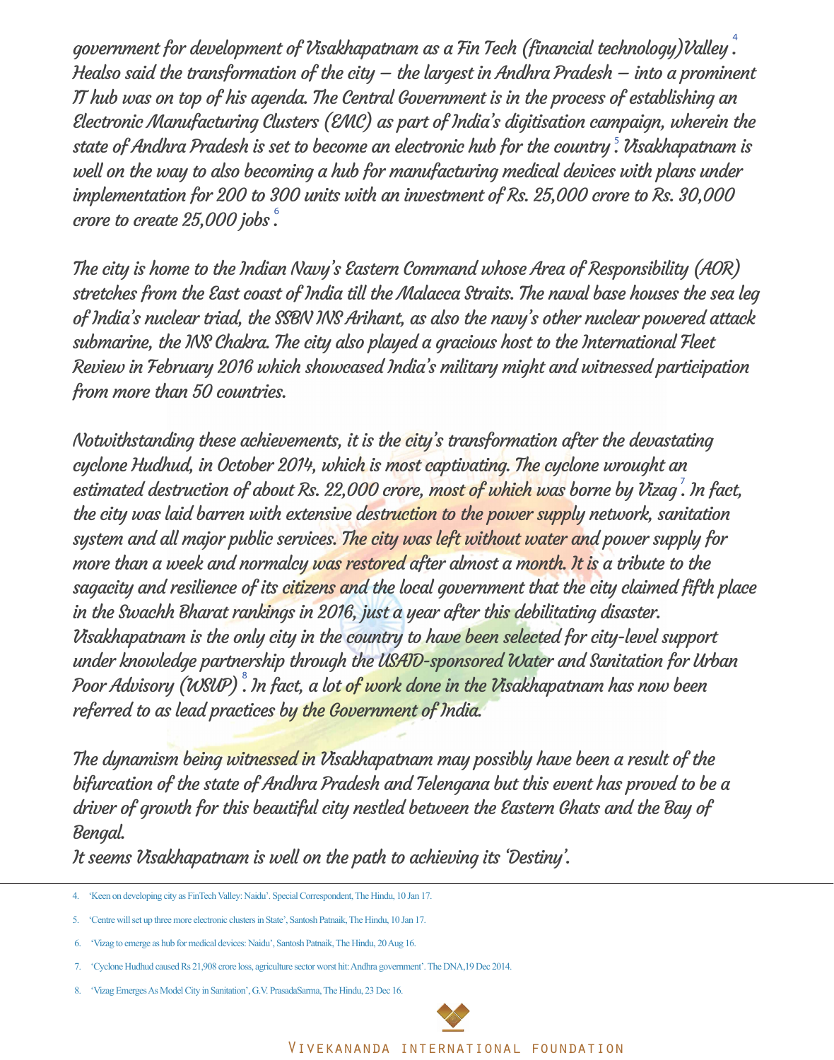*government for development of Visakhapatnam as a Fin Tech (financial technology)Valley*[4]*. Healso said the transformation of the city – the largest in Andhra Pradesh – into a prominent IT hub was on top of his agenda. The Central Government is in the process of establishing an Electronic Manufacturing Clusters (EMC) as part of India's digitisation campaign, wherein the state of Andhra Pradesh is set to become an electronic hub for the country*[5]*. Visakhapatnam is well on the way to also becoming a hub for manufacturing medical devices with plans under implementation for 200 to 300 units with an investment of Rs. 25,000 crore to Rs. 30,000 crore to create 25,000 jobs*[6]*.*

*The city is home to the Indian Navy's Eastern Command whose Area of Responsibility (AOR) stretches from the East coast of India till the Malacca Straits. The naval base houses the sea leg of India's nuclear triad, the SSBN INS Arihant, as also the navy's other nuclear powered attack submarine, the INS Chakra. The city also played a gracious host to the International Fleet Review in February 2016 which showcased India's military might and witnessed participation from more than 50 countries.*

*Notwithstanding these achievements, it is the city's transformation after the devastating cyclone Hudhud, in October 2014, which is most captivating. The cyclone wrought an estimated destruction of about Rs. 22,000 crore, most of which was borne by Vizag*[7]*. In fact, the city was laid barren with extensive destruction to the power supply network, sanitation system and all major public services. The city was left without water and power supply for more than a week and normalcy was restored after almost a month. It is a tribute to the sagacity and resilience of its citizens and the local government that the city claimed fifth place in the Swachh Bharat rankings in 2016, just a year after this debilitating disaster. Visakhapatnam is the only city in the country to have been selected for city-level support under knowledge partnership through the USAID-sponsored Water and Sanitation for Urban Poor Advisory (WSUP)*[8]*. In fact, a lot of work done in the Visakhapatnam has now been referred to as lead practices by the Government of India.*

*The dynamism being witnessed in Visakhapatnam may possibly have been a result of the bifurcation of the state of Andhra Pradesh and Telengana but this event has proved to be a driver of growth for this beautiful city nestled between the Eastern Ghats and the Bay of Bengal.*
*It seems Visakhapatnam is well on the path to achieving its 'Destiny'.*

---

4. 'Keen on developing city as FinTech Valley: Naidu'. Special Correspondent, The Hindu, 10 Jan 17.
5. 'Centre will set up three more electronic clusters in State', Santosh Patnaik, The Hindu, 10 Jan 17.
6. 'Vizag to emerge as hub for medical devices: Naidu', Santosh Patnaik, The Hindu, 20 Aug 16.
7. 'Cyclone Hudhud caused Rs 21,908 crore loss, agriculture sector worst hit: Andhra government'. The DNA,19 Dec 2014.
8. 'Vizag Emerges As Model City in Sanitation', G.V. PrasadaSarma, The Hindu, 23 Dec 16.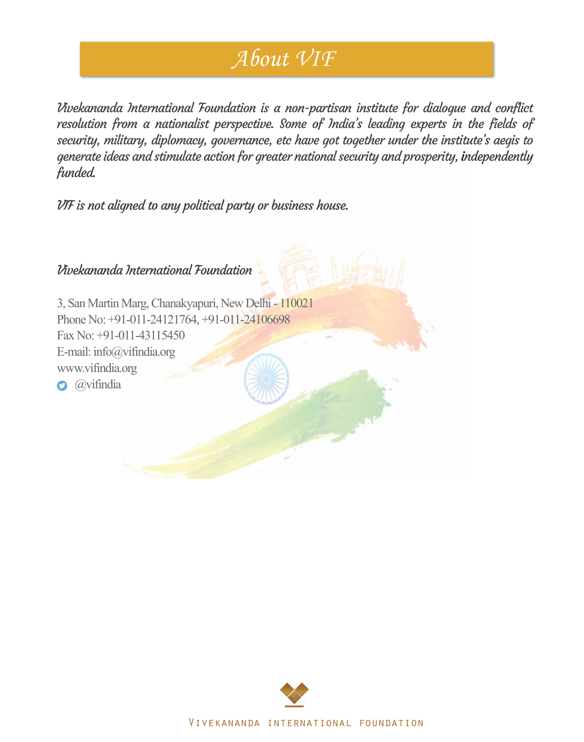# About VIF

*Vivekananda International Foundation is a non-partisan institute for dialogue and conflict resolution from a nationalist perspective. Some of India's leading experts in the fields of security, military, diplomacy, governance, etc have got together under the institute's aegis to generate ideas and stimulate action for greater national security and prosperity, independently funded.*

*VIF is not aligned to any political party or business house.*

*Vivekananda International Foundation*

3, San Martin Marg, Chanakyapuri, New Delhi - 110021
Phone No: +91-011-24121764, +91-011-24106698
Fax No: +91-011-43115450
E-mail: info@vifindia.org
www.vifindia.org
@vifindia

Vivekananda international foundation